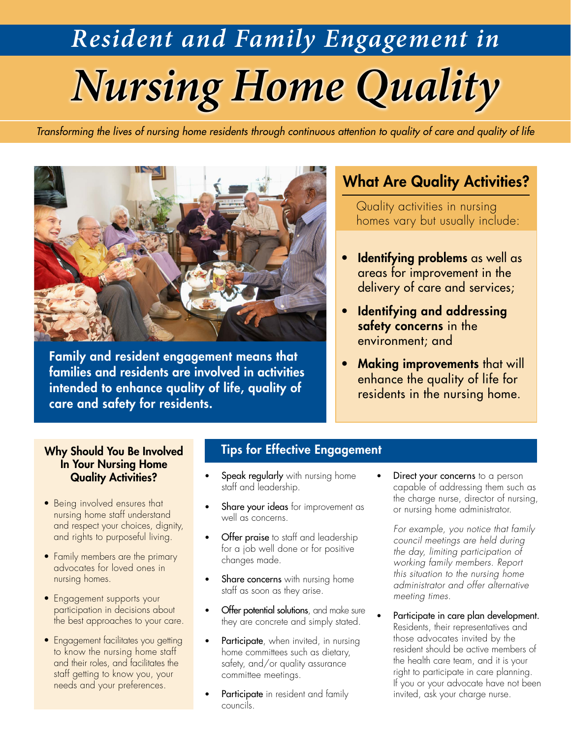# Resident and Family Engagement in Nursing Home Quality

*Transforming the lives of nursing home residents through continuous attention to quality of care and quality of life*

**Family and resident engagement means that families and residents are involved in activities intended to enhance quality of life, quality of care and safety for residents.**

## What Are Quality Activities?

Quality activities in nursing homes vary but usually include:

- **Identifying problems** as well as areas for improvement in the delivery of care and services;
- **Identifying and addressing safety concerns** in the environment; and
- **Making improvements** that will enhance the quality of life for residents in the nursing home.

### Why Should You Be Involved In Your Nursing Home Quality Activities?

- Being involved ensures that nursing home staff understand and respect your choices, dignity, and rights to purposeful living.
- Family members are the primary advocates for loved ones in nursing homes.
- Engagement supports your participation in decisions about the best approaches to your care.
- Engagement facilitates you getting to know the nursing home staff and their roles, and facilitates the staff getting to know you, your needs and your preferences.

## Tips for Effective Engagement

- **Speak regularly** with nursing home staff and leadership.
- **Share your ideas** for improvement as well as concerns.
- **Offer praise** to staff and leadership for a job well done or for positive changes made.
- **Share concerns** with nursing home staff as soon as they arise.
- **Offer potential solutions**, and make sure they are concrete and simply stated.
- **Participate**, when invited, in nursing home committees such as dietary, safety, and/or quality assurance committee meetings.
- **Participate** in resident and family councils.
- **Direct your concerns** to a person capable of addressing them such as the charge nurse, director of nursing, or nursing home administrator.

  *For example, you notice that family council meetings are held during the day, limiting participation of working family members. Report this situation to the nursing home administrator and offer alternative meeting times.*

- **Participate in care plan development.** Residents, their representatives and those advocates invited by the resident should be active members of the health care team, and it is your right to participate in care planning. If you or your advocate have not been invited, ask your charge nurse.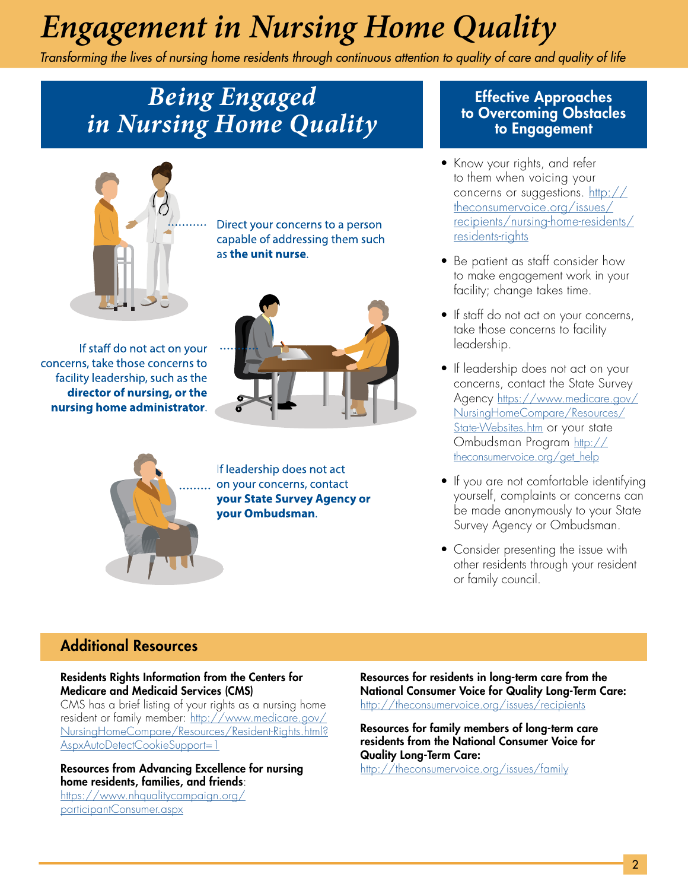# Engagement in Nursing Home Quality

*Transforming the lives of nursing home residents through continuous attention to quality of care and quality of life*

## *Being Engaged in Nursing Home Quality*

Direct your concerns to a person capable of addressing them such as **the unit nurse**.

If staff do not act on your concerns, take those concerns to facility leadership, such as the **director of nursing, or the nursing home administrator**.

If leadership does not act on your concerns, contact **your State Survey Agency or your Ombudsman**.

## Effective Approaches to Overcoming Obstacles to Engagement

- Know your rights, and refer to them when voicing your concerns or suggestions. http://theconsumervoice.org/issues/recipients/nursing-home-residents/residents-rights
- Be patient as staff consider how to make engagement work in your facility; change takes time.
- If staff do not act on your concerns, take those concerns to facility leadership.
- If leadership does not act on your concerns, contact the State Survey Agency https://www.medicare.gov/NursingHomeCompare/Resources/State-Websites.htm or your state Ombudsman Program http://theconsumervoice.org/get_help
- If you are not comfortable identifying yourself, complaints or concerns can be made anonymously to your State Survey Agency or Ombudsman.
- Consider presenting the issue with other residents through your resident or family council.

## Additional Resources

**Residents Rights Information from the Centers for Medicare and Medicaid Services (CMS)**
CMS has a brief listing of your rights as a nursing home resident or family member: http://www.medicare.gov/NursingHomeCompare/Resources/Resident-Rights.html?AspxAutoDetectCookieSupport=1

**Resources from Advancing Excellence for nursing home residents, families, and friends**:
https://www.nhqualitycampaign.org/participantConsumer.aspx

**Resources for residents in long-term care from the National Consumer Voice for Quality Long-Term Care:**
http://theconsumervoice.org/issues/recipients

**Resources for family members of long-term care residents from the National Consumer Voice for Quality Long-Term Care:**
http://theconsumervoice.org/issues/family